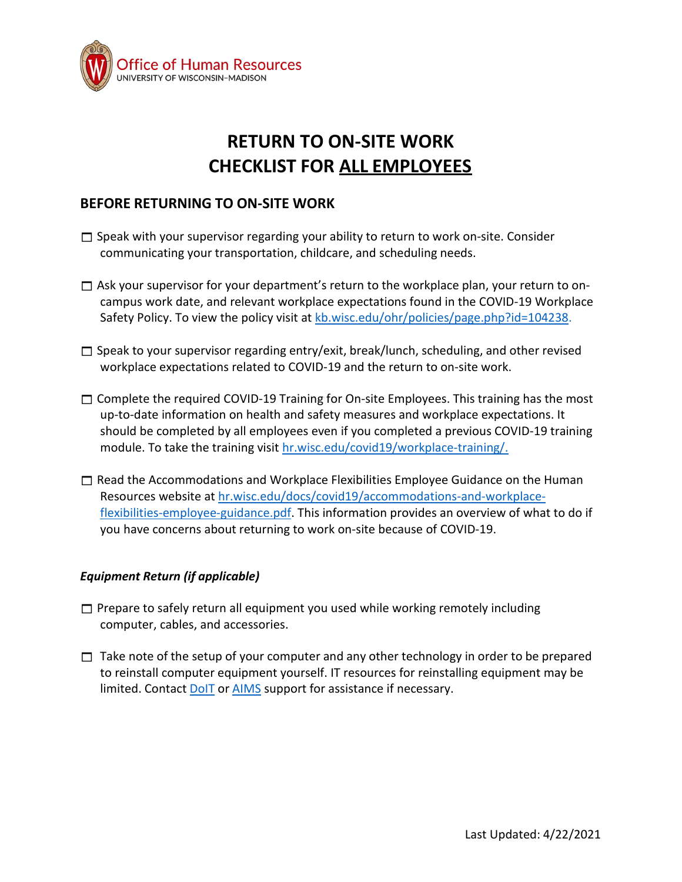Office of Human Resources
UNIVERSITY OF WISCONSIN–MADISON

# RETURN TO ON-SITE WORK CHECKLIST FOR ALL EMPLOYEES

## BEFORE RETURNING TO ON-SITE WORK

- ☐ Speak with your supervisor regarding your ability to return to work on-site. Consider communicating your transportation, childcare, and scheduling needs.

- ☐ Ask your supervisor for your department's return to the workplace plan, your return to on-campus work date, and relevant workplace expectations found in the COVID-19 Workplace Safety Policy. To view the policy visit at kb.wisc.edu/ohr/policies/page.php?id=104238.

- ☐ Speak to your supervisor regarding entry/exit, break/lunch, scheduling, and other revised workplace expectations related to COVID-19 and the return to on-site work.

- ☐ Complete the required COVID-19 Training for On-site Employees. This training has the most up-to-date information on health and safety measures and workplace expectations. It should be completed by all employees even if you completed a previous COVID-19 training module. To take the training visit hr.wisc.edu/covid19/workplace-training/.

- ☐ Read the Accommodations and Workplace Flexibilities Employee Guidance on the Human Resources website at hr.wisc.edu/docs/covid19/accommodations-and-workplace-flexibilities-employee-guidance.pdf. This information provides an overview of what to do if you have concerns about returning to work on-site because of COVID-19.

### *Equipment Return (if applicable)*

- ☐ Prepare to safely return all equipment you used while working remotely including computer, cables, and accessories.

- ☐ Take note of the setup of your computer and any other technology in order to be prepared to reinstall computer equipment yourself. IT resources for reinstalling equipment may be limited. Contact DoIT or AIMS support for assistance if necessary.

Last Updated: 4/22/2021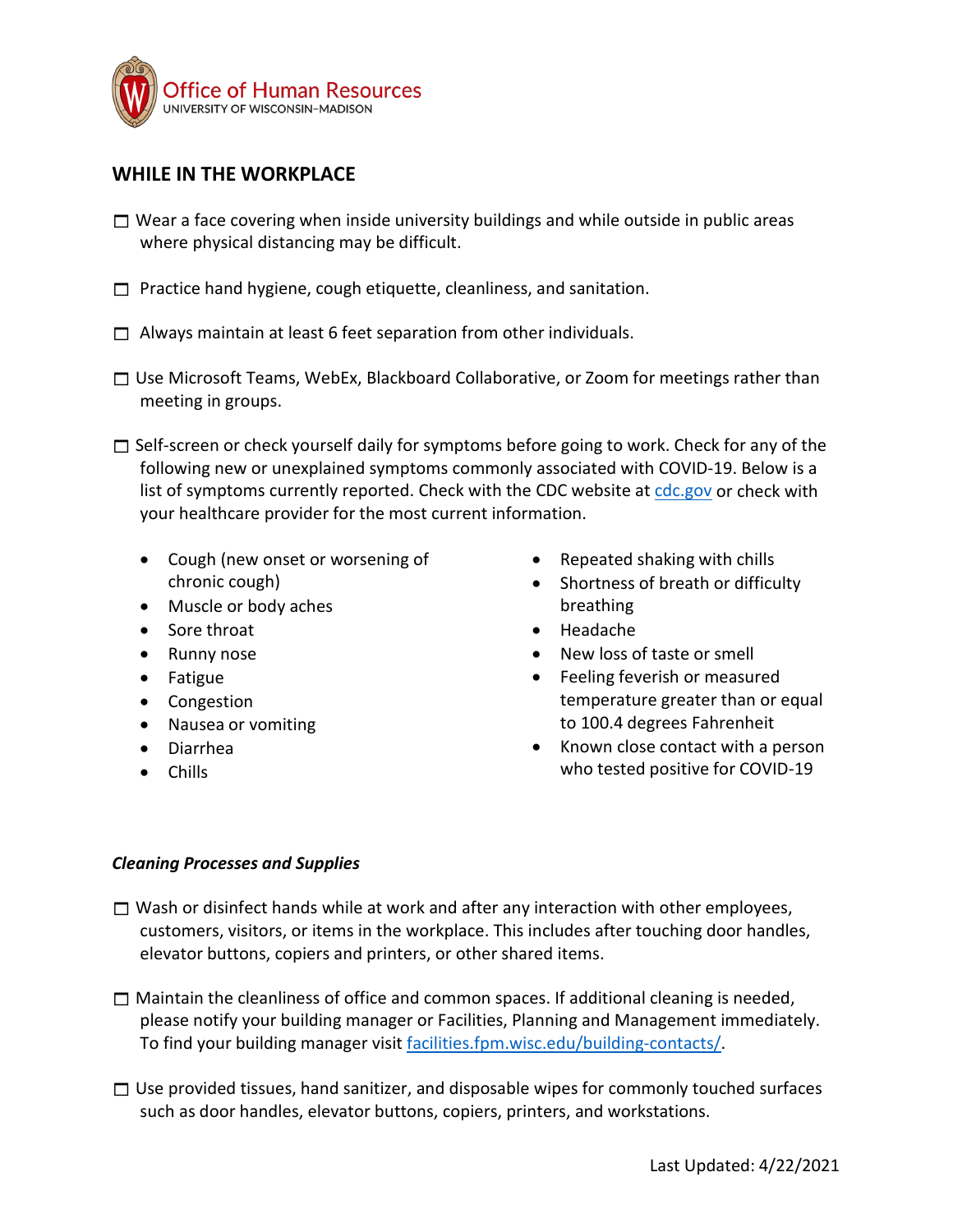Office of Human Resources
UNIVERSITY OF WISCONSIN–MADISON

## WHILE IN THE WORKPLACE

☐ Wear a face covering when inside university buildings and while outside in public areas where physical distancing may be difficult.

☐ Practice hand hygiene, cough etiquette, cleanliness, and sanitation.

☐ Always maintain at least 6 feet separation from other individuals.

☐ Use Microsoft Teams, WebEx, Blackboard Collaborative, or Zoom for meetings rather than meeting in groups.

☐ Self-screen or check yourself daily for symptoms before going to work. Check for any of the following new or unexplained symptoms commonly associated with COVID-19. Below is a list of symptoms currently reported. Check with the CDC website at [cdc.gov](https://cdc.gov) or check with your healthcare provider for the most current information.

- Cough (new onset or worsening of chronic cough)
- Muscle or body aches
- Sore throat
- Runny nose
- Fatigue
- Congestion
- Nausea or vomiting
- Diarrhea
- Chills
- Repeated shaking with chills
- Shortness of breath or difficulty breathing
- Headache
- New loss of taste or smell
- Feeling feverish or measured temperature greater than or equal to 100.4 degrees Fahrenheit
- Known close contact with a person who tested positive for COVID-19

### *Cleaning Processes and Supplies*

☐ Wash or disinfect hands while at work and after any interaction with other employees, customers, visitors, or items in the workplace. This includes after touching door handles, elevator buttons, copiers and printers, or other shared items.

☐ Maintain the cleanliness of office and common spaces. If additional cleaning is needed, please notify your building manager or Facilities, Planning and Management immediately. To find your building manager visit [facilities.fpm.wisc.edu/building-contacts/](https://facilities.fpm.wisc.edu/building-contacts/).

☐ Use provided tissues, hand sanitizer, and disposable wipes for commonly touched surfaces such as door handles, elevator buttons, copiers, printers, and workstations.

Last Updated: 4/22/2021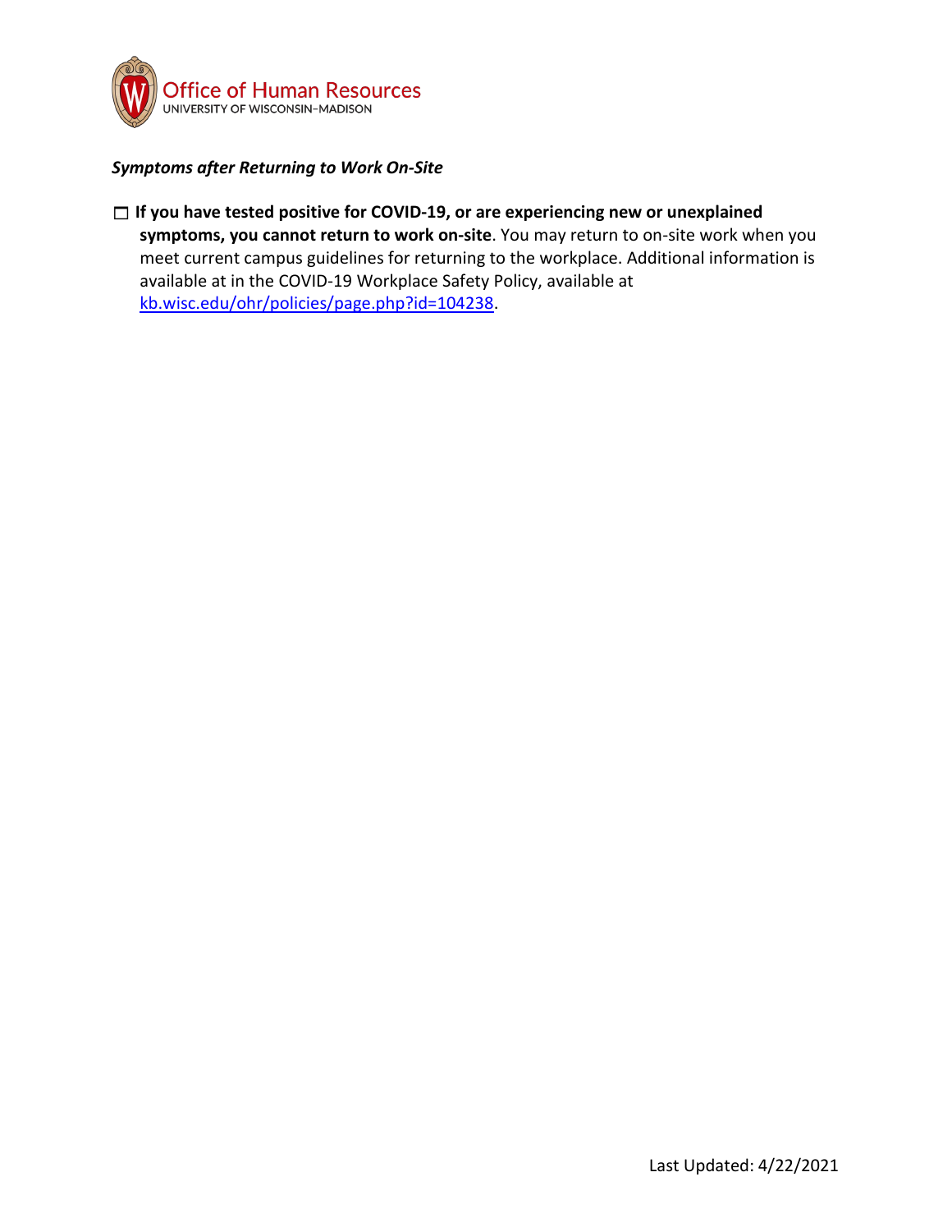*Symptoms after Returning to Work On-Site*

- ☐ **If you have tested positive for COVID-19, or are experiencing new or unexplained symptoms, you cannot return to work on-site**. You may return to on-site work when you meet current campus guidelines for returning to the workplace. Additional information is available at in the COVID-19 Workplace Safety Policy, available at [kb.wisc.edu/ohr/policies/page.php?id=104238](kb.wisc.edu/ohr/policies/page.php?id=104238).

Last Updated: 4/22/2021